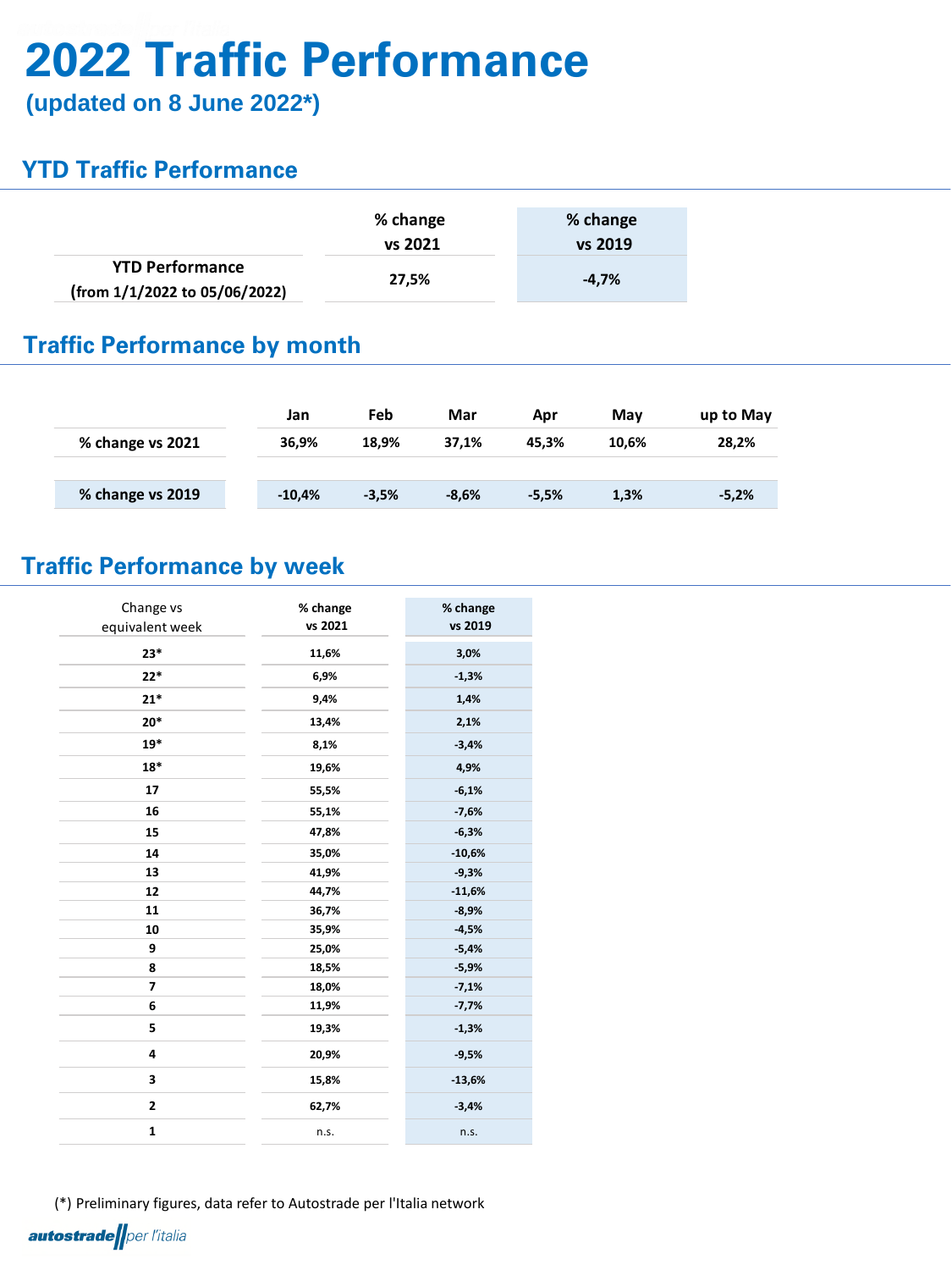# 2022 Traffic Performance

**(updated on 8 June 2022*)**

## YTD Traffic Performance

| | % change vs 2021 | % change vs 2019 |
|---|---|---|
| **YTD Performance (from 1/1/2022 to 05/06/2022)** | **27,5%** | **-4,7%** |

## Traffic Performance by month

| | Jan | Feb | Mar | Apr | May | up to May |
|---|---|---|---|---|---|---|
| **% change vs 2021** | 36,9% | 18,9% | 37,1% | 45,3% | 10,6% | 28,2% |
| **% change vs 2019** | -10,4% | -3,5% | -8,6% | -5,5% | 1,3% | -5,2% |

## Traffic Performance by week

| Change vs equivalent week | % change vs 2021 | % change vs 2019 |
|---|---|---|
| 23* | 11,6% | 3,0% |
| 22* | 6,9% | -1,3% |
| 21* | 9,4% | 1,4% |
| 20* | 13,4% | 2,1% |
| 19* | 8,1% | -3,4% |
| 18* | 19,6% | 4,9% |
| 17 | 55,5% | -6,1% |
| 16 | 55,1% | -7,6% |
| 15 | 47,8% | -6,3% |
| 14 | 35,0% | -10,6% |
| 13 | 41,9% | -9,3% |
| 12 | 44,7% | -11,6% |
| 11 | 36,7% | -8,9% |
| 10 | 35,9% | -4,5% |
| 9 | 25,0% | -5,4% |
| 8 | 18,5% | -5,9% |
| 7 | 18,0% | -7,1% |
| 6 | 11,9% | -7,7% |
| 5 | 19,3% | -1,3% |
| 4 | 20,9% | -9,5% |
| 3 | 15,8% | -13,6% |
| 2 | 62,7% | -3,4% |
| 1 | n.s. | n.s. |

(*) Preliminary figures, data refer to Autostrade per l'Italia network

autostrade per l'italia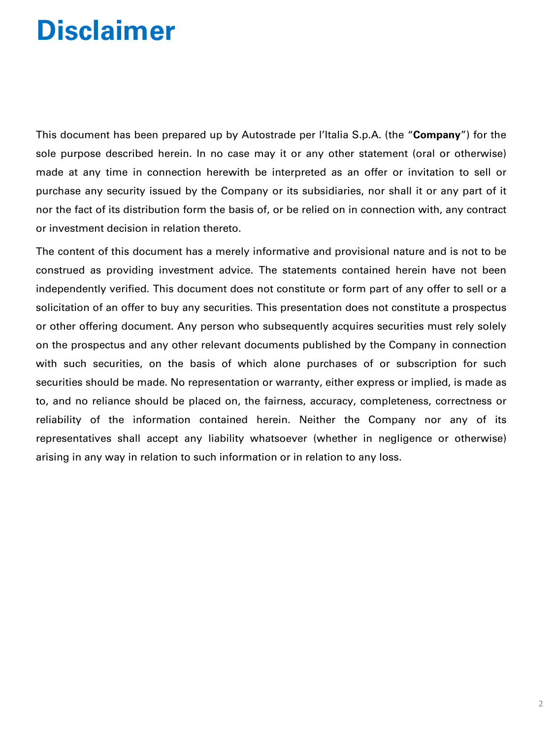# Disclaimer

This document has been prepared up by Autostrade per l'Italia S.p.A. (the "**Company**") for the sole purpose described herein. In no case may it or any other statement (oral or otherwise) made at any time in connection herewith be interpreted as an offer or invitation to sell or purchase any security issued by the Company or its subsidiaries, nor shall it or any part of it nor the fact of its distribution form the basis of, or be relied on in connection with, any contract or investment decision in relation thereto.

The content of this document has a merely informative and provisional nature and is not to be construed as providing investment advice. The statements contained herein have not been independently verified. This document does not constitute or form part of any offer to sell or a solicitation of an offer to buy any securities. This presentation does not constitute a prospectus or other offering document. Any person who subsequently acquires securities must rely solely on the prospectus and any other relevant documents published by the Company in connection with such securities, on the basis of which alone purchases of or subscription for such securities should be made. No representation or warranty, either express or implied, is made as to, and no reliance should be placed on, the fairness, accuracy, completeness, correctness or reliability of the information contained herein. Neither the Company nor any of its representatives shall accept any liability whatsoever (whether in negligence or otherwise) arising in any way in relation to such information or in relation to any loss.